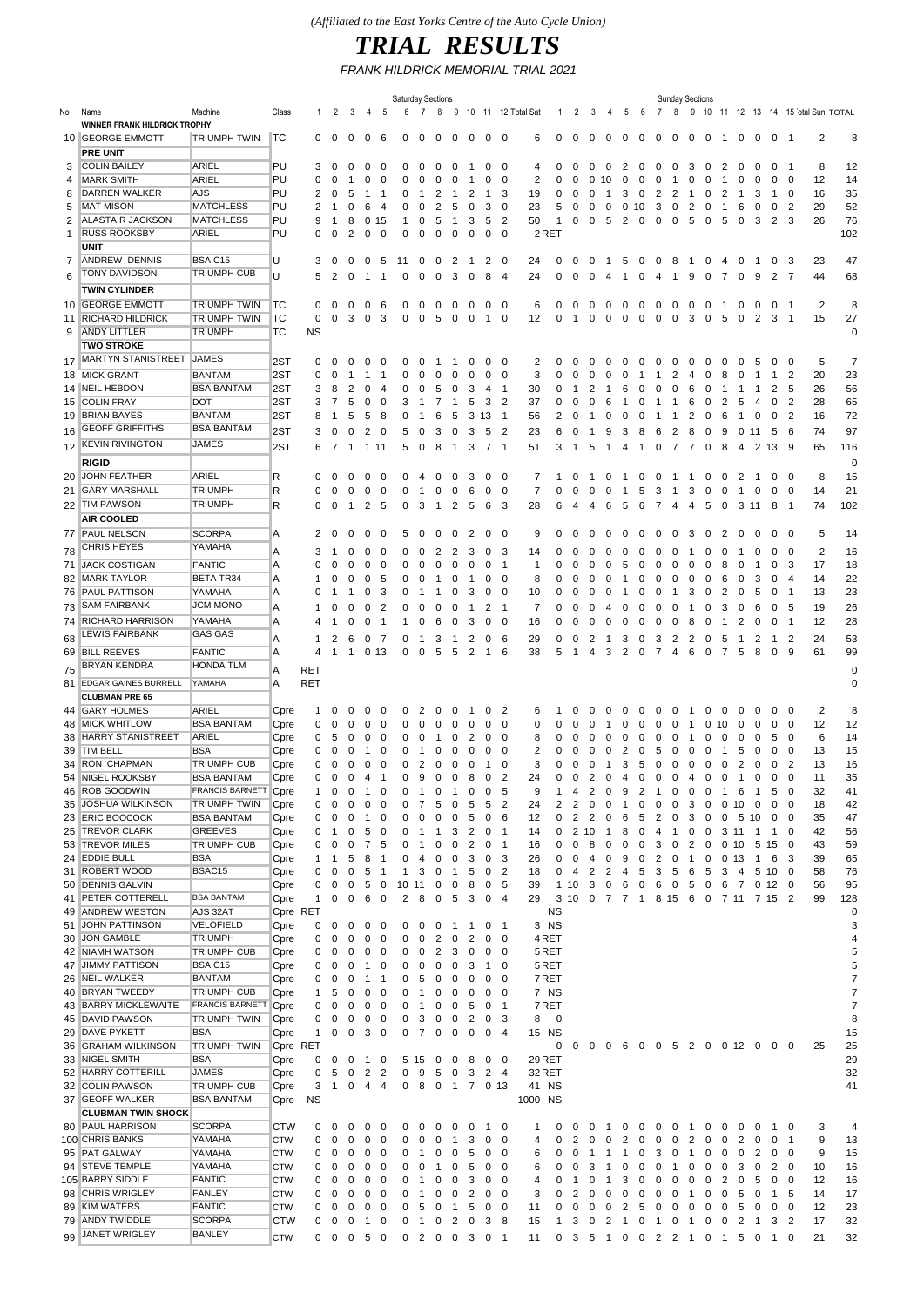*(Affiliated to the East Yorks Centre of the Auto Cycle Union)*

# *TRIAL RESULTS*

*FRANK HILDRICK MEMORIAL TRIAL 2021*

| | | | | Saturday Sections | | | | | | | | | | | | | Sunday Sections | | | | | | | | | | | | | | | | |
|---|---|---|---|---|---|---|---|---|---|---|---|---|---|---|---|---|---|---|---|---|---|---|---|---|---|---|---|---|---|---|---|---|---|
| No | Name | Machine | Class | 1 | 2 | 3 | 4 | 5 | 6 | 7 | 8 | 9 | 10 | 11 | 12 | Total Sat | 1 | 2 | 3 | 4 | 5 | 6 | 7 | 8 | 9 | 10 | 11 | 12 | 13 | 14 | 15 | Total Sun | TOTAL |
| | **WINNER FRANK HILDRICK TROPHY** | | | | | | | | | | | | | | | | | | | | | | | | | | | | | | | | |
| 10 | GEORGE EMMOTT | TRIUMPH TWIN | TC | 0 | 0 | 0 | 0 | 6 | 0 | 0 | 0 | 0 | 0 | 0 | 0 | 6 | 0 | 0 | 0 | 0 | 0 | 0 | 0 | 0 | 0 | 0 | 1 | 0 | 0 | 0 | 1 | 2 | 8 |
| | **PRE UNIT** | | | | | | | | | | | | | | | | | | | | | | | | | | | | | | | | |
| 3 | COLIN BAILEY | ARIEL | PU | 3 | 0 | 0 | 0 | 0 | 0 | 0 | 0 | 0 | 1 | 0 | 0 | 4 | 0 | 0 | 0 | 0 | 2 | 0 | 0 | 0 | 3 | 0 | 2 | 0 | 0 | 0 | 1 | 8 | 12 |
| 4 | MARK SMITH | ARIEL | PU | 0 | 0 | 1 | 0 | 0 | 0 | 0 | 0 | 0 | 1 | 0 | 0 | 2 | 0 | 0 | 0 | 10 | 0 | 0 | 0 | 0 | 1 | 0 | 0 | 1 | 0 | 0 | 0 | 12 | 14 |
| 8 | DARREN WALKER | AJS | PU | 2 | 0 | 5 | 1 | 1 | 0 | 1 | 2 | 1 | 2 | 1 | 3 | 19 | 0 | 0 | 0 | 1 | 3 | 0 | 2 | 2 | 1 | 0 | 2 | 1 | 3 | 1 | 0 | 16 | 35 |
| 5 | MAT MISON | MATCHLESS | PU | 2 | 1 | 0 | 6 | 4 | 0 | 0 | 2 | 5 | 0 | 3 | 0 | 23 | 5 | 0 | 0 | 0 | 0 | 10 | 3 | 0 | 2 | 0 | 1 | 6 | 0 | 0 | 2 | 29 | 52 |
| 2 | ALASTAIR JACKSON | MATCHLESS | PU | 9 | 1 | 8 | 0 | 15 | 1 | 0 | 5 | 1 | 3 | 5 | 2 | 50 | 1 | 0 | 0 | 5 | 2 | 0 | 0 | 0 | 5 | 0 | 5 | 0 | 3 | 2 | 3 | 26 | 76 |
| 1 | RUSS ROOKSBY | ARIEL | PU | 0 | 0 | 2 | 0 | 0 | 0 | 0 | 0 | 0 | 0 | 0 | 0 | 2 | RET | | | | | | | | | | | | | | | | 102 |
| | **UNIT** | | | | | | | | | | | | | | | | | | | | | | | | | | | | | | | | |
| 7 | ANDREW DENNIS | BSA C15 | U | 3 | 0 | 0 | 0 | 5 | 11 | 0 | 0 | 2 | 1 | 2 | 0 | 24 | 0 | 0 | 0 | 1 | 5 | 0 | 0 | 8 | 1 | 0 | 4 | 0 | 1 | 0 | 3 | 23 | 47 |
| 6 | TONY DAVIDSON | TRIUMPH CUB | U | 5 | 2 | 0 | 1 | 1 | 0 | 0 | 0 | 3 | 0 | 8 | 4 | 24 | 0 | 0 | 0 | 4 | 1 | 0 | 4 | 1 | 9 | 0 | 7 | 0 | 9 | 2 | 7 | 44 | 68 |
| | **TWIN CYLINDER** | | | | | | | | | | | | | | | | | | | | | | | | | | | | | | | | |
| 10 | GEORGE EMMOTT | TRIUMPH TWIN | TC | 0 | 0 | 0 | 0 | 6 | 0 | 0 | 0 | 0 | 0 | 0 | 0 | 6 | 0 | 0 | 0 | 0 | 0 | 0 | 0 | 0 | 0 | 0 | 1 | 0 | 0 | 0 | 1 | 2 | 8 |
| 11 | RICHARD HILDRICK | TRIUMPH TWIN | TC | 0 | 0 | 3 | 0 | 3 | 0 | 0 | 5 | 0 | 0 | 1 | 0 | 12 | 0 | 1 | 0 | 0 | 0 | 0 | 0 | 0 | 3 | 0 | 5 | 0 | 2 | 3 | 1 | 15 | 27 |
| 9 | ANDY LITTLER | TRIUMPH | TC | NS | | | | | | | | | | | | | | | | | | | | | | | | | | | | | 0 |
| | **TWO STROKE** | | | | | | | | | | | | | | | | | | | | | | | | | | | | | | | | |
| 17 | MARTYN STANISTREET | JAMES | 2ST | 0 | 0 | 0 | 0 | 0 | 0 | 0 | 1 | 1 | 0 | 0 | 0 | 2 | 0 | 0 | 0 | 0 | 0 | 0 | 0 | 0 | 0 | 0 | 0 | 0 | 5 | 0 | 0 | 5 | 7 |
| 18 | MICK GRANT | BANTAM | 2ST | 0 | 0 | 1 | 1 | 1 | 0 | 0 | 0 | 0 | 0 | 0 | 0 | 3 | 0 | 0 | 0 | 0 | 0 | 1 | 1 | 2 | 4 | 0 | 8 | 0 | 1 | 1 | 2 | 20 | 23 |
| 14 | NEIL HEBDON | BSA BANTAM | 2ST | 3 | 8 | 2 | 0 | 4 | 0 | 0 | 5 | 0 | 3 | 4 | 1 | 30 | 0 | 1 | 2 | 1 | 6 | 0 | 0 | 0 | 6 | 0 | 1 | 1 | 1 | 2 | 5 | 26 | 56 |
| 15 | COLIN FRAY | DOT | 2ST | 3 | 7 | 5 | 0 | 0 | 3 | 1 | 7 | 1 | 5 | 3 | 2 | 37 | 0 | 0 | 0 | 6 | 1 | 0 | 1 | 1 | 6 | 0 | 2 | 5 | 4 | 0 | 2 | 28 | 65 |
| 19 | BRIAN BAYES | BANTAM | 2ST | 8 | 1 | 5 | 5 | 8 | 0 | 1 | 6 | 5 | 3 | 13 | 1 | 56 | 2 | 0 | 1 | 0 | 0 | 0 | 1 | 1 | 2 | 0 | 6 | 1 | 0 | 0 | 2 | 16 | 72 |
| 16 | GEOFF GRIFFITHS | BSA BANTAM | 2ST | 3 | 0 | 0 | 2 | 0 | 5 | 0 | 3 | 0 | 3 | 5 | 2 | 23 | 6 | 0 | 1 | 9 | 3 | 8 | 6 | 2 | 8 | 0 | 9 | 0 | 11 | 5 | 6 | 74 | 97 |
| 12 | KEVIN RIVINGTON | JAMES | 2ST | 6 | 7 | 1 | 1 | 11 | 5 | 0 | 8 | 1 | 3 | 7 | 1 | 51 | 3 | 1 | 5 | 1 | 4 | 1 | 0 | 7 | 7 | 0 | 8 | 4 | 2 | 13 | 9 | 65 | 116 |
| | **RIGID** | | | | | | | | | | | | | | | | | | | | | | | | | | | | | | | | 0 |
| 20 | JOHN FEATHER | ARIEL | R | 0 | 0 | 0 | 0 | 0 | 0 | 4 | 0 | 0 | 3 | 0 | 0 | 7 | 1 | 0 | 1 | 0 | 1 | 0 | 0 | 1 | 1 | 0 | 0 | 2 | 1 | 0 | 0 | 8 | 15 |
| 21 | GARY MARSHALL | TRIUMPH | R | 0 | 0 | 0 | 0 | 0 | 0 | 1 | 0 | 0 | 6 | 0 | 0 | 7 | 0 | 0 | 0 | 0 | 1 | 5 | 3 | 1 | 3 | 0 | 0 | 1 | 0 | 0 | 0 | 14 | 21 |
| 22 | TIM PAWSON | TRIUMPH | R | 0 | 0 | 1 | 2 | 5 | 0 | 3 | 1 | 2 | 5 | 6 | 3 | 28 | 6 | 4 | 4 | 6 | 5 | 6 | 7 | 4 | 4 | 5 | 0 | 3 | 11 | 8 | 1 | 74 | 102 |
| | **AIR COOLED** | | | | | | | | | | | | | | | | | | | | | | | | | | | | | | | | |
| 77 | PAUL NELSON | SCORPA | A | 2 | 0 | 0 | 0 | 0 | 5 | 0 | 0 | 0 | 2 | 0 | 0 | 9 | 0 | 0 | 0 | 0 | 0 | 0 | 0 | 0 | 3 | 0 | 2 | 0 | 0 | 0 | 0 | 5 | 14 |
| 78 | CHRIS HEYES | YAMAHA | A | 3 | 1 | 0 | 0 | 0 | 0 | 0 | 2 | 2 | 3 | 0 | 3 | 14 | 0 | 0 | 0 | 0 | 0 | 0 | 0 | 0 | 1 | 0 | 0 | 1 | 0 | 0 | 0 | 2 | 16 |
| 71 | JACK COSTIGAN | FANTIC | A | 0 | 0 | 0 | 0 | 0 | 0 | 0 | 0 | 0 | 0 | 0 | 1 | 1 | 0 | 0 | 0 | 0 | 5 | 0 | 0 | 0 | 0 | 0 | 8 | 0 | 1 | 0 | 3 | 17 | 18 |
| 82 | MARK TAYLOR | BETA TR34 | A | 1 | 0 | 0 | 0 | 5 | 0 | 0 | 1 | 0 | 1 | 0 | 0 | 8 | 0 | 0 | 0 | 0 | 1 | 0 | 0 | 0 | 0 | 0 | 6 | 0 | 3 | 0 | 4 | 14 | 22 |
| 76 | PAUL PATTISON | YAMAHA | A | 0 | 1 | 1 | 0 | 3 | 0 | 1 | 1 | 0 | 3 | 0 | 0 | 10 | 0 | 0 | 0 | 0 | 1 | 0 | 0 | 1 | 3 | 0 | 2 | 0 | 5 | 0 | 1 | 13 | 23 |
| 73 | SAM FAIRBANK | JCM MONO | A | 1 | 0 | 0 | 0 | 2 | 0 | 0 | 0 | 0 | 1 | 2 | 1 | 7 | 0 | 0 | 0 | 4 | 0 | 0 | 0 | 0 | 1 | 0 | 3 | 0 | 6 | 0 | 5 | 19 | 26 |
| 74 | RICHARD HARRISON | YAMAHA | A | 4 | 1 | 0 | 0 | 1 | 1 | 0 | 6 | 0 | 3 | 0 | 0 | 16 | 0 | 0 | 0 | 0 | 0 | 0 | 0 | 0 | 8 | 0 | 1 | 2 | 0 | 0 | 1 | 12 | 28 |
| 68 | LEWIS FAIRBANK | GAS GAS | A | 1 | 2 | 6 | 0 | 7 | 0 | 1 | 3 | 1 | 2 | 0 | 6 | 29 | 0 | 0 | 2 | 1 | 3 | 0 | 3 | 2 | 2 | 0 | 5 | 1 | 2 | 1 | 2 | 24 | 53 |
| 69 | BILL REEVES | FANTIC | A | 4 | 1 | 1 | 0 | 13 | 0 | 0 | 5 | 5 | 2 | 1 | 6 | 38 | 5 | 1 | 4 | 3 | 2 | 0 | 7 | 4 | 6 | 0 | 7 | 5 | 8 | 0 | 9 | 61 | 99 |
| 75 | BRYAN KENDRA | HONDA TLM | A | RET | | | | | | | | | | | | | | | | | | | | | | | | | | | | | 0 |
| 81 | EDGAR GAINES BURRELL | YAMAHA | A | RET | | | | | | | | | | | | | | | | | | | | | | | | | | | | | 0 |
| | **CLUBMAN PRE 65** | | | | | | | | | | | | | | | | | | | | | | | | | | | | | | | | |
| 44 | GARY HOLMES | ARIEL | Cpre | 1 | 0 | 0 | 0 | 0 | 0 | 2 | 0 | 0 | 1 | 0 | 2 | 6 | 1 | 0 | 0 | 0 | 0 | 0 | 0 | 0 | 1 | 0 | 0 | 0 | 0 | 0 | 0 | 2 | 8 |
| 48 | MICK WHITLOW | BSA BANTAM | Cpre | 0 | 0 | 0 | 0 | 0 | 0 | 0 | 0 | 0 | 0 | 0 | 0 | 0 | 0 | 0 | 0 | 1 | 0 | 0 | 0 | 0 | 1 | 0 | 10 | 0 | 0 | 0 | 0 | 12 | 12 |
| 38 | HARRY STANISTREET | ARIEL | Cpre | 0 | 5 | 0 | 0 | 0 | 0 | 0 | 1 | 0 | 2 | 0 | 0 | 8 | 0 | 0 | 0 | 0 | 0 | 0 | 0 | 0 | 1 | 0 | 0 | 0 | 0 | 5 | 0 | 6 | 14 |
| 39 | TIM BELL | BSA | Cpre | 0 | 0 | 0 | 1 | 0 | 0 | 1 | 0 | 0 | 0 | 0 | 0 | 2 | 0 | 0 | 0 | 0 | 2 | 0 | 5 | 0 | 0 | 0 | 1 | 5 | 0 | 0 | 0 | 13 | 15 |
| 34 | RON CHAPMAN | TRIUMPH CUB | Cpre | 0 | 0 | 0 | 0 | 0 | 0 | 2 | 0 | 0 | 0 | 1 | 0 | 3 | 0 | 0 | 0 | 1 | 3 | 5 | 0 | 0 | 0 | 0 | 0 | 2 | 0 | 0 | 2 | 13 | 16 |
| 54 | NIGEL ROOKSBY | BSA BANTAM | Cpre | 0 | 0 | 0 | 4 | 1 | 0 | 9 | 0 | 0 | 8 | 0 | 2 | 24 | 0 | 0 | 2 | 0 | 4 | 0 | 0 | 0 | 4 | 0 | 0 | 1 | 0 | 0 | 0 | 11 | 35 |
| 46 | ROB GOODWIN | FRANCIS BARNETT | Cpre | 1 | 0 | 0 | 1 | 0 | 0 | 1 | 0 | 1 | 0 | 0 | 5 | 9 | 1 | 4 | 2 | 0 | 9 | 2 | 1 | 0 | 0 | 0 | 1 | 6 | 1 | 5 | 0 | 32 | 41 |
| 35 | JOSHUA WILKINSON | TRIUMPH TWIN | Cpre | 0 | 0 | 0 | 0 | 0 | 0 | 7 | 5 | 0 | 5 | 5 | 2 | 24 | 2 | 2 | 0 | 0 | 1 | 0 | 0 | 0 | 3 | 0 | 0 | 10 | 0 | 0 | 0 | 18 | 42 |
| 23 | ERIC BOOCOCK | BSA BANTAM | Cpre | 0 | 0 | 0 | 1 | 0 | 0 | 0 | 0 | 0 | 5 | 0 | 6 | 12 | 0 | 2 | 2 | 0 | 6 | 5 | 2 | 0 | 3 | 0 | 0 | 5 | 10 | 0 | 0 | 35 | 47 |
| 25 | TREVOR CLARK | GREEVES | Cpre | 0 | 1 | 0 | 5 | 0 | 0 | 1 | 1 | 3 | 2 | 0 | 1 | 14 | 0 | 2 | 10 | 1 | 8 | 0 | 4 | 1 | 0 | 0 | 3 | 11 | 1 | 1 | 0 | 42 | 56 |
| 53 | TREVOR MILES | TRIUMPH CUB | Cpre | 0 | 0 | 0 | 7 | 5 | 0 | 1 | 0 | 0 | 2 | 0 | 1 | 16 | 0 | 0 | 8 | 0 | 0 | 0 | 3 | 0 | 2 | 0 | 0 | 10 | 5 | 15 | 0 | 43 | 59 |
| 24 | EDDIE BULL | BSA | Cpre | 1 | 1 | 5 | 8 | 1 | 0 | 4 | 0 | 0 | 3 | 0 | 3 | 26 | 0 | 0 | 4 | 0 | 9 | 0 | 2 | 0 | 1 | 0 | 0 | 13 | 1 | 6 | 3 | 39 | 65 |
| 31 | ROBERT WOOD | BSAC15 | Cpre | 0 | 0 | 0 | 5 | 1 | 1 | 3 | 0 | 1 | 5 | 0 | 2 | 18 | 0 | 4 | 2 | 2 | 4 | 5 | 3 | 5 | 6 | 5 | 3 | 4 | 5 | 10 | 0 | 58 | 76 |
| 50 | DENNIS GALVIN | | Cpre | 0 | 0 | 0 | 5 | 0 | 10 | 11 | 0 | 0 | 8 | 0 | 5 | 39 | 1 | 10 | 3 | 0 | 6 | 0 | 6 | 0 | 5 | 0 | 6 | 7 | 0 | 12 | 0 | 56 | 95 |
| 41 | PETER COTTERELL | BSA BANTAM | Cpre | 1 | 0 | 0 | 6 | 0 | 2 | 8 | 0 | 5 | 3 | 0 | 4 | 29 | 3 | 10 | 0 | 7 | 7 | 1 | 8 | 15 | 6 | 0 | 7 | 11 | 7 | 15 | 2 | 99 | 128 |
| 49 | ANDREW WESTON | AJS 32AT | Cpre | RET | | | | | | | | | | | | NS | | | | | | | | | | | | | | | | | 0 |
| 51 | JOHN PATTINSON | VELOFIELD | Cpre | 0 | 0 | 0 | 0 | 0 | 0 | 0 | 0 | 1 | 1 | 0 | 1 | 3 | NS | | | | | | | | | | | | | | | | 3 |
| 30 | JON GAMBLE | TRIUMPH | Cpre | 0 | 0 | 0 | 0 | 0 | 0 | 0 | 2 | 0 | 2 | 0 | 0 | 4 | RET | | | | | | | | | | | | | | | | 4 |
| 42 | NIAMH WATSON | TRIUMPH CUB | Cpre | 0 | 0 | 0 | 0 | 0 | 0 | 0 | 2 | 3 | 0 | 0 | 0 | 5 | RET | | | | | | | | | | | | | | | | 5 |
| 47 | JIMMY PATTISON | BSA C15 | Cpre | 0 | 0 | 0 | 1 | 0 | 0 | 0 | 0 | 0 | 3 | 1 | 0 | 5 | RET | | | | | | | | | | | | | | | | 5 |
| 26 | NEIL WALKER | BANTAM | Cpre | 0 | 0 | 0 | 1 | 1 | 0 | 5 | 0 | 0 | 0 | 0 | 0 | 7 | RET | | | | | | | | | | | | | | | | 7 |
| 40 | BRYAN TWEEDY | TRIUMPH CUB | Cpre | 1 | 5 | 0 | 0 | 0 | 0 | 1 | 0 | 0 | 0 | 0 | 0 | 7 | NS | | | | | | | | | | | | | | | | 7 |
| 43 | BARRY MICKLEWAITE | FRANCIS BARNETT | Cpre | 0 | 0 | 0 | 0 | 0 | 0 | 1 | 0 | 0 | 5 | 0 | 1 | 7 | RET | | | | | | | | | | | | | | | | 7 |
| 45 | DAVID PAWSON | TRIUMPH TWIN | Cpre | 0 | 0 | 0 | 0 | 0 | 0 | 3 | 0 | 0 | 2 | 0 | 3 | 8 | 0 | | | | | | | | | | | | | | | | 8 |
| 29 | DAVE PYKETT | BSA | Cpre | 1 | 0 | 0 | 3 | 0 | 0 | 7 | 0 | 0 | 0 | 0 | 4 | 15 | NS | | | | | | | | | | | | | | | | 15 |
| 36 | GRAHAM WILKINSON | TRIUMPH TWIN | Cpre | RET | | | | | | | | | | | | | 0 | 0 | 0 | 0 | 6 | 0 | 0 | 5 | 2 | 0 | 0 | 12 | 0 | 0 | 0 | 25 | 25 |
| 33 | NIGEL SMITH | BSA | Cpre | 0 | 0 | 0 | 1 | 0 | 5 | 15 | 0 | 0 | 8 | 0 | 0 | 29 | RET | | | | | | | | | | | | | | | | 29 |
| 52 | HARRY COTTERILL | JAMES | Cpre | 0 | 5 | 0 | 2 | 2 | 0 | 9 | 5 | 0 | 3 | 2 | 4 | 32 | RET | | | | | | | | | | | | | | | | 32 |
| 32 | COLIN PAWSON | TRIUMPH CUB | Cpre | 3 | 1 | 0 | 4 | 4 | 0 | 8 | 0 | 1 | 7 | 0 | 13 | 41 | NS | | | | | | | | | | | | | | | | 41 |
| 37 | GEOFF WALKER | BSA BANTAM | Cpre | NS | | | | | | | | | | | | 1000 | NS | | | | | | | | | | | | | | | | |
| | **CLUBMAN TWIN SHOCK** | | | | | | | | | | | | | | | | | | | | | | | | | | | | | | | | |
| 80 | PAUL HARRISON | SCORPA | CTW | 0 | 0 | 0 | 0 | 0 | 0 | 0 | 0 | 0 | 0 | 1 | 0 | 1 | 0 | 0 | 0 | 1 | 0 | 0 | 0 | 0 | 1 | 0 | 0 | 0 | 0 | 1 | 0 | 3 | 4 |
| 100 | CHRIS BANKS | YAMAHA | CTW | 0 | 0 | 0 | 0 | 0 | 0 | 0 | 0 | 1 | 3 | 0 | 0 | 4 | 0 | 2 | 0 | 0 | 2 | 0 | 0 | 0 | 2 | 0 | 0 | 2 | 0 | 0 | 1 | 9 | 13 |
| 95 | PAT GALWAY | YAMAHA | CTW | 0 | 0 | 0 | 0 | 0 | 0 | 1 | 0 | 0 | 5 | 0 | 0 | 6 | 0 | 0 | 1 | 1 | 1 | 0 | 3 | 0 | 1 | 0 | 0 | 0 | 2 | 0 | 0 | 9 | 15 |
| 94 | STEVE TEMPLE | YAMAHA | CTW | 0 | 0 | 0 | 0 | 0 | 0 | 0 | 1 | 0 | 5 | 0 | 0 | 6 | 0 | 0 | 3 | 1 | 0 | 0 | 0 | 1 | 0 | 0 | 0 | 3 | 0 | 2 | 0 | 10 | 16 |
| 105 | BARRY SIDDLE | FANTIC | CTW | 0 | 0 | 0 | 0 | 0 | 0 | 1 | 0 | 0 | 3 | 0 | 0 | 4 | 0 | 1 | 0 | 1 | 3 | 0 | 0 | 0 | 0 | 0 | 2 | 0 | 5 | 0 | 0 | 12 | 16 |
| 98 | CHRIS WRIGLEY | FANLEY | CTW | 0 | 0 | 0 | 0 | 0 | 0 | 1 | 0 | 0 | 2 | 0 | 0 | 3 | 0 | 2 | 0 | 0 | 0 | 0 | 0 | 0 | 1 | 0 | 0 | 5 | 0 | 1 | 5 | 14 | 17 |
| 89 | KIM WATERS | FANTIC | CTW | 0 | 0 | 0 | 0 | 0 | 0 | 5 | 0 | 1 | 5 | 0 | 0 | 11 | 0 | 0 | 0 | 0 | 2 | 5 | 0 | 0 | 0 | 0 | 0 | 5 | 0 | 0 | 0 | 12 | 23 |
| 79 | ANDY TWIDDLE | SCORPA | CTW | 0 | 0 | 0 | 1 | 0 | 0 | 1 | 0 | 2 | 0 | 3 | 8 | 15 | 1 | 3 | 0 | 2 | 1 | 0 | 1 | 0 | 1 | 0 | 0 | 2 | 1 | 3 | 2 | 17 | 32 |
| 99 | JANET WRIGLEY | BANLEY | CTW | 0 | 0 | 0 | 5 | 0 | 0 | 2 | 0 | 0 | 3 | 0 | 1 | 11 | 0 | 3 | 5 | 1 | 0 | 0 | 2 | 2 | 1 | 0 | 1 | 5 | 0 | 1 | 0 | 21 | 32 |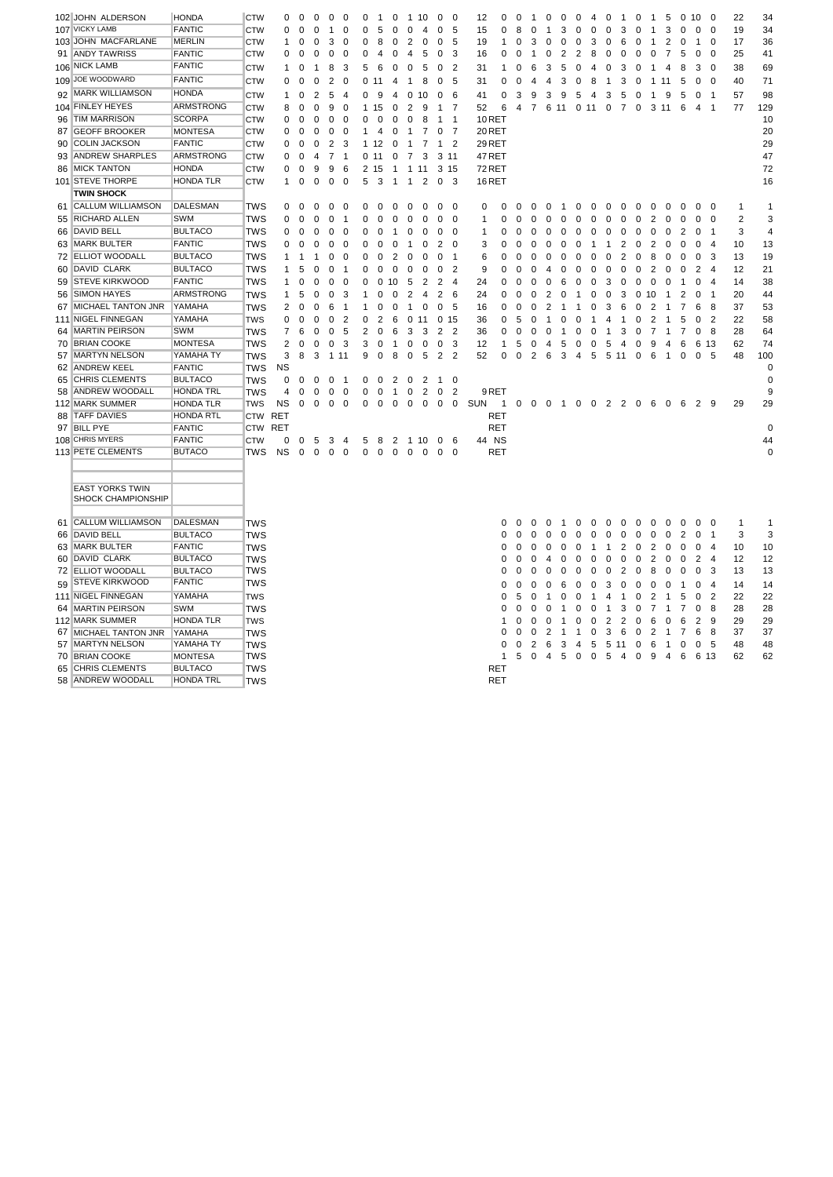| | | | | | | | | | | | | | | | | | | | | | | | | | | | | | | | | | |
|---|---|---|---|---|---|---|---|---|---|---|---|---|---|---|---|---|---|---|---|---|---|---|---|---|---|---|---|---|---|---|---|---|---|
| 102 | JOHN ALDERSON | HONDA | CTW | 0 | 0 | 0 | 0 | 0 | 0 | 1 | 0 | 1 | 10 | 0 | 0 | 12 | 0 | 0 | 1 | 0 | 0 | 0 | 4 | 0 | 1 | 0 | 1 | 5 | 0 | 10 | 0 | 22 | 34 |
| 107 | VICKY LAMB | FANTIC | CTW | 0 | 0 | 0 | 1 | 0 | 0 | 5 | 0 | 0 | 4 | 0 | 5 | 15 | 0 | 8 | 0 | 1 | 3 | 0 | 0 | 0 | 3 | 0 | 1 | 3 | 0 | 0 | 0 | 19 | 34 |
| 103 | JOHN MACFARLANE | MERLIN | CTW | 1 | 0 | 0 | 3 | 0 | 0 | 8 | 0 | 2 | 0 | 0 | 5 | 19 | 1 | 0 | 3 | 0 | 0 | 0 | 3 | 0 | 6 | 0 | 1 | 2 | 0 | 1 | 0 | 17 | 36 |
| 91 | ANDY TAWRISS | FANTIC | CTW | 0 | 0 | 0 | 0 | 0 | 0 | 4 | 0 | 4 | 5 | 0 | 3 | 16 | 0 | 0 | 1 | 0 | 2 | 2 | 8 | 0 | 0 | 0 | 0 | 7 | 5 | 0 | 0 | 25 | 41 |
| 106 | NICK LAMB | FANTIC | CTW | 1 | 0 | 1 | 8 | 3 | 5 | 6 | 0 | 0 | 5 | 0 | 2 | 31 | 1 | 0 | 6 | 3 | 5 | 0 | 4 | 0 | 3 | 0 | 1 | 4 | 8 | 3 | 0 | 38 | 69 |
| 109 | JOE WOODWARD | FANTIC | CTW | 0 | 0 | 0 | 2 | 0 | 0 | 11 | 4 | 1 | 8 | 0 | 5 | 31 | 0 | 0 | 4 | 4 | 3 | 0 | 8 | 1 | 3 | 0 | 1 | 11 | 5 | 0 | 0 | 40 | 71 |
| 92 | MARK WILLIAMSON | HONDA | CTW | 1 | 0 | 2 | 5 | 4 | 0 | 9 | 4 | 0 | 10 | 0 | 6 | 41 | 0 | 3 | 9 | 3 | 9 | 5 | 4 | 3 | 5 | 0 | 1 | 9 | 5 | 0 | 1 | 57 | 98 |
| 104 | FINLEY HEYES | ARMSTRONG | CTW | 8 | 0 | 0 | 9 | 0 | 1 | 15 | 0 | 2 | 9 | 1 | 7 | 52 | 6 | 4 | 7 | 6 | 11 | 0 | 11 | 0 | 7 | 0 | 3 | 11 | 6 | 4 | 1 | 77 | 129 |
| 96 | TIM MARRISON | SCORPA | CTW | 0 | 0 | 0 | 0 | 0 | 0 | 0 | 0 | 0 | 8 | 1 | 1 | 10 | RET | | | | | | | | | | | | | | | | 10 |
| 87 | GEOFF BROOKER | MONTESA | CTW | 0 | 0 | 0 | 0 | 0 | 1 | 4 | 0 | 1 | 7 | 0 | 7 | 20 | RET | | | | | | | | | | | | | | | | 20 |
| 90 | COLIN JACKSON | FANTIC | CTW | 0 | 0 | 0 | 2 | 3 | 1 | 12 | 0 | 1 | 7 | 1 | 2 | 29 | RET | | | | | | | | | | | | | | | | 29 |
| 93 | ANDREW SHARPLES | ARMSTRONG | CTW | 0 | 0 | 4 | 7 | 1 | 0 | 11 | 0 | 7 | 3 | 3 | 11 | 47 | RET | | | | | | | | | | | | | | | | 47 |
| 86 | MICK TANTON | HONDA | CTW | 0 | 0 | 9 | 9 | 6 | 2 | 15 | 1 | 1 | 11 | 3 | 15 | 72 | RET | | | | | | | | | | | | | | | | 72 |
| 101 | STEVE THORPE | HONDA TLR | CTW | 1 | 0 | 0 | 0 | 0 | 5 | 3 | 1 | 1 | 2 | 0 | 3 | 16 | RET | | | | | | | | | | | | | | | | 16 |
| | **TWIN SHOCK** | | | | | | | | | | | | | | | | | | | | | | | | | | | | | | | | |
| 61 | CALLUM WILLIAMSON | DALESMAN | TWS | 0 | 0 | 0 | 0 | 0 | 0 | 0 | 0 | 0 | 0 | 0 | 0 | 0 | 0 | 0 | 0 | 0 | 1 | 0 | 0 | 0 | 0 | 0 | 0 | 0 | 0 | 0 | 0 | 1 | 1 |
| 55 | RICHARD ALLEN | SWM | TWS | 0 | 0 | 0 | 0 | 0 | 0 | 0 | 0 | 0 | 0 | 0 | 0 | 1 | 0 | 0 | 0 | 0 | 0 | 0 | 0 | 0 | 0 | 0 | 2 | 0 | 0 | 0 | 0 | 2 | 3 |
| 66 | DAVID BELL | BULTACO | TWS | 0 | 0 | 0 | 0 | 0 | 0 | 0 | 1 | 0 | 0 | 0 | 0 | 1 | 0 | 0 | 0 | 0 | 0 | 0 | 0 | 0 | 0 | 0 | 0 | 0 | 2 | 0 | 1 | 3 | 4 |
| 63 | MARK BULTER | FANTIC | TWS | 0 | 0 | 0 | 0 | 0 | 0 | 0 | 0 | 1 | 0 | 2 | 0 | 3 | 0 | 0 | 0 | 0 | 0 | 0 | 1 | 1 | 2 | 0 | 2 | 0 | 0 | 0 | 4 | 10 | 13 |
| 72 | ELLIOT WOODALL | BULTACO | TWS | 1 | 1 | 1 | 0 | 0 | 0 | 0 | 2 | 0 | 0 | 0 | 1 | 6 | 0 | 0 | 0 | 0 | 0 | 0 | 0 | 0 | 2 | 0 | 8 | 0 | 0 | 0 | 3 | 13 | 19 |
| 60 | DAVID CLARK | BULTACO | TWS | 1 | 5 | 0 | 0 | 1 | 0 | 0 | 0 | 0 | 0 | 0 | 2 | 9 | 0 | 0 | 0 | 4 | 0 | 0 | 0 | 0 | 0 | 0 | 2 | 0 | 0 | 2 | 4 | 12 | 21 |
| 59 | STEVE KIRKWOOD | FANTIC | TWS | 1 | 0 | 0 | 0 | 0 | 0 | 0 | 10 | 5 | 2 | 2 | 4 | 24 | 0 | 0 | 0 | 0 | 6 | 0 | 0 | 3 | 0 | 0 | 0 | 0 | 1 | 0 | 4 | 14 | 38 |
| 56 | SIMON HAYES | ARMSTRONG | TWS | 1 | 5 | 0 | 0 | 3 | 1 | 0 | 0 | 2 | 4 | 2 | 6 | 24 | 0 | 0 | 0 | 2 | 0 | 1 | 0 | 0 | 3 | 0 | 10 | 1 | 2 | 0 | 1 | 20 | 44 |
| 67 | MICHAEL TANTON JNR | YAMAHA | TWS | 2 | 0 | 0 | 6 | 1 | 1 | 0 | 0 | 1 | 0 | 0 | 5 | 16 | 0 | 0 | 0 | 2 | 1 | 1 | 0 | 3 | 6 | 0 | 2 | 1 | 7 | 6 | 8 | 37 | 53 |
| 111 | NIGEL FINNEGAN | YAMAHA | TWS | 0 | 0 | 0 | 0 | 2 | 0 | 2 | 6 | 0 | 11 | 0 | 15 | 36 | 0 | 5 | 0 | 1 | 0 | 0 | 1 | 4 | 1 | 0 | 2 | 1 | 5 | 0 | 2 | 22 | 58 |
| 64 | MARTIN PEIRSON | SWM | TWS | 7 | 6 | 0 | 0 | 5 | 2 | 0 | 6 | 3 | 3 | 2 | 2 | 36 | 0 | 0 | 0 | 0 | 1 | 0 | 0 | 1 | 3 | 0 | 7 | 1 | 7 | 0 | 8 | 28 | 64 |
| 70 | BRIAN COOKE | MONTESA | TWS | 2 | 0 | 0 | 0 | 3 | 3 | 0 | 1 | 0 | 0 | 0 | 3 | 12 | 1 | 5 | 0 | 4 | 5 | 0 | 0 | 5 | 4 | 0 | 9 | 4 | 6 | 6 | 13 | 62 | 74 |
| 57 | MARTYN NELSON | YAMAHA TY | TWS | 3 | 8 | 3 | 1 | 11 | 9 | 0 | 8 | 0 | 5 | 2 | 2 | 52 | 0 | 0 | 2 | 6 | 3 | 4 | 5 | 5 | 11 | 0 | 6 | 1 | 0 | 0 | 5 | 48 | 100 |
| 62 | ANDREW KEEL | FANTIC | TWS NS | | | | | | | | | | | | | | | | | | | | | | | | | | | | | | 0 |
| 65 | CHRIS CLEMENTS | BULTACO | TWS | 0 | 0 | 0 | 0 | 1 | 0 | 0 | 2 | 0 | 2 | 1 | 0 | | | | | | | | | | | | | | | | | | 0 |
| 58 | ANDREW WOODALL | HONDA TRL | TWS | 4 | 0 | 0 | 0 | 0 | 0 | 0 | 1 | 0 | 2 | 0 | 2 | 9 | RET | | | | | | | | | | | | | | | | 9 |
| 112 | MARK SUMMER | HONDA TLR | TWS NS | 0 | 0 | 0 | 0 | 0 | 0 | 0 | 0 | 0 | 0 | 0 | 0 | SUN | 1 | 0 | 0 | 0 | 1 | 0 | 0 | 2 | 2 | 0 | 6 | 0 | 6 | 2 | 9 | 29 | 29 |
| 88 | TAFF DAVIES | HONDA RTL | CTW RET | | | | | | | | | | | | | RET | | | | | | | | | | | | | | | | | |
| 97 | BILL PYE | FANTIC | CTW RET | | | | | | | | | | | | | RET | | | | | | | | | | | | | | | | | 0 |
| 108 | CHRIS MYERS | FANTIC | CTW | 0 | 0 | 5 | 3 | 4 | 5 | 8 | 2 | 1 | 10 | 0 | 6 | 44 | NS | | | | | | | | | | | | | | | | 44 |
| 113 | PETE CLEMENTS | BUTACO | TWS NS | 0 | 0 | 0 | 0 | 0 | 0 | 0 | 0 | 0 | 0 | 0 | 0 | RET | | | | | | | | | | | | | | | | | 0 |

**EAST YORKS TWIN SHOCK CHAMPIONSHIP**

| | | | | | | | | | | | | | | | | | | | | |
|---|---|---|---|---|---|---|---|---|---|---|---|---|---|---|---|---|---|---|---|---|
| 61 | CALLUM WILLIAMSON | DALESMAN | TWS | 0 | 0 | 0 | 0 | 1 | 0 | 0 | 0 | 0 | 0 | 0 | 0 | 0 | 0 | 0 | 1 | 1 |
| 66 | DAVID BELL | BULTACO | TWS | 0 | 0 | 0 | 0 | 0 | 0 | 0 | 0 | 0 | 0 | 0 | 0 | 2 | 0 | 1 | 3 | 3 |
| 63 | MARK BULTER | FANTIC | TWS | 0 | 0 | 0 | 0 | 0 | 0 | 1 | 1 | 2 | 0 | 2 | 0 | 0 | 0 | 4 | 10 | 10 |
| 60 | DAVID CLARK | BULTACO | TWS | 0 | 0 | 0 | 4 | 0 | 0 | 0 | 0 | 0 | 0 | 2 | 0 | 0 | 2 | 4 | 12 | 12 |
| 72 | ELLIOT WOODALL | BULTACO | TWS | 0 | 0 | 0 | 0 | 0 | 0 | 0 | 0 | 2 | 0 | 8 | 0 | 0 | 0 | 3 | 13 | 13 |
| 59 | STEVE KIRKWOOD | FANTIC | TWS | 0 | 0 | 0 | 0 | 6 | 0 | 0 | 3 | 0 | 0 | 0 | 0 | 1 | 0 | 4 | 14 | 14 |
| 111 | NIGEL FINNEGAN | YAMAHA | TWS | 0 | 5 | 0 | 1 | 0 | 0 | 1 | 4 | 1 | 0 | 2 | 1 | 5 | 0 | 2 | 22 | 22 |
| 64 | MARTIN PEIRSON | SWM | TWS | 0 | 0 | 0 | 0 | 1 | 0 | 0 | 1 | 3 | 0 | 7 | 1 | 7 | 0 | 8 | 28 | 28 |
| 112 | MARK SUMMER | HONDA TLR | TWS | 1 | 0 | 0 | 0 | 1 | 0 | 0 | 2 | 2 | 0 | 6 | 0 | 6 | 2 | 9 | 29 | 29 |
| 67 | MICHAEL TANTON JNR | YAMAHA | TWS | 0 | 0 | 0 | 2 | 1 | 1 | 0 | 3 | 6 | 0 | 2 | 1 | 7 | 6 | 8 | 37 | 37 |
| 57 | MARTYN NELSON | YAMAHA TY | TWS | 0 | 0 | 2 | 6 | 3 | 4 | 5 | 5 | 11 | 0 | 6 | 1 | 0 | 0 | 5 | 48 | 48 |
| 70 | BRIAN COOKE | MONTESA | TWS | 1 | 5 | 0 | 4 | 5 | 0 | 0 | 5 | 4 | 0 | 9 | 4 | 6 | 6 | 13 | 62 | 62 |
| 65 | CHRIS CLEMENTS | BULTACO | TWS | RET | | | | | | | | | | | | | | | | |
| 58 | ANDREW WOODALL | HONDA TRL | TWS | RET | | | | | | | | | | | | | | | | |